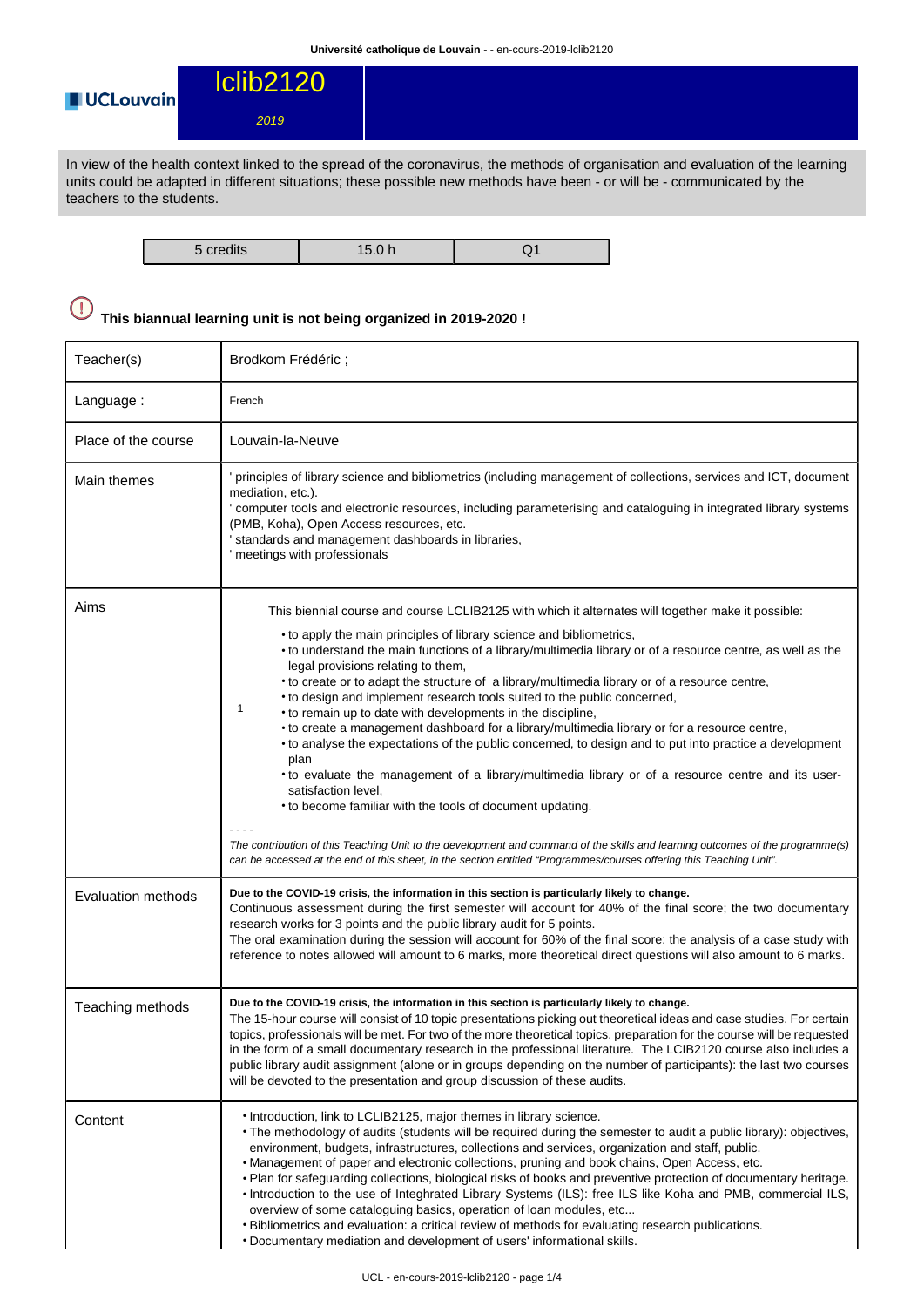# lclib2120

*2019*

In view of the health context linked to the spread of the coronavirus, the methods of organisation and evaluation of the learning units could be adapted in different situations; these possible new methods have been - or will be - communicated by the teachers to the students.

| 5 credits | 15.0 h | Q1 |
|---|---|---|

**This biannual learning unit is not being organized in 2019-2020 !**

| | |
|---|---|
| Teacher(s) | Brodkom Frédéric ; |
| Language : | French |
| Place of the course | Louvain-la-Neuve |
| Main themes | ' principles of library science and bibliometrics (including management of collections, services and ICT, document mediation, etc.).<br>' computer tools and electronic resources, including parameterising and cataloguing in integrated library systems (PMB, Koha), Open Access resources, etc.<br>' standards and management dashboards in libraries,<br>' meetings with professionals |
| Aims | This biennial course and course LCLIB2125 with which it alternates will together make it possible:<br>1<br>• to apply the main principles of library science and bibliometrics,<br>• to understand the main functions of a library/multimedia library or of a resource centre, as well as the legal provisions relating to them,<br>• to create or to adapt the structure of a library/multimedia library or of a resource centre,<br>• to design and implement research tools suited to the public concerned,<br>• to remain up to date with developments in the discipline,<br>• to create a management dashboard for a library/multimedia library or for a resource centre,<br>• to analyse the expectations of the public concerned, to design and to put into practice a development plan<br>• to evaluate the management of a library/multimedia library or of a resource centre and its user-satisfaction level,<br>• to become familiar with the tools of document updating.<br>- - - -<br>*The contribution of this Teaching Unit to the development and command of the skills and learning outcomes of the programme(s) can be accessed at the end of this sheet, in the section entitled "Programmes/courses offering this Teaching Unit".* |
| Evaluation methods | **Due to the COVID-19 crisis, the information in this section is particularly likely to change.**<br>Continuous assessment during the first semester will account for 40% of the final score; the two documentary research works for 3 points and the public library audit for 5 points.<br>The oral examination during the session will account for 60% of the final score: the analysis of a case study with reference to notes allowed will amount to 6 marks, more theoretical direct questions will also amount to 6 marks. |
| Teaching methods | **Due to the COVID-19 crisis, the information in this section is particularly likely to change.**<br>The 15-hour course will consist of 10 topic presentations picking out theoretical ideas and case studies. For certain topics, professionals will be met. For two of the more theoretical topics, preparation for the course will be requested in the form of a small documentary research in the professional literature. The LCIB2120 course also includes a public library audit assignment (alone or in groups depending on the number of participants): the last two courses will be devoted to the presentation and group discussion of these audits. |
| Content | • Introduction, link to LCLIB2125, major themes in library science.<br>• The methodology of audits (students will be required during the semester to audit a public library): objectives, environment, budgets, infrastructures, collections and services, organization and staff, public.<br>• Management of paper and electronic collections, pruning and book chains, Open Access, etc.<br>• Plan for safeguarding collections, biological risks of books and preventive protection of documentary heritage.<br>• Introduction to the use of Integhrated Library Systems (ILS): free ILS like Koha and PMB, commercial ILS, overview of some cataloguing basics, operation of loan modules, etc...<br>• Bibliometrics and evaluation: a critical review of methods for evaluating research publications.<br>• Documentary mediation and development of users' informational skills. |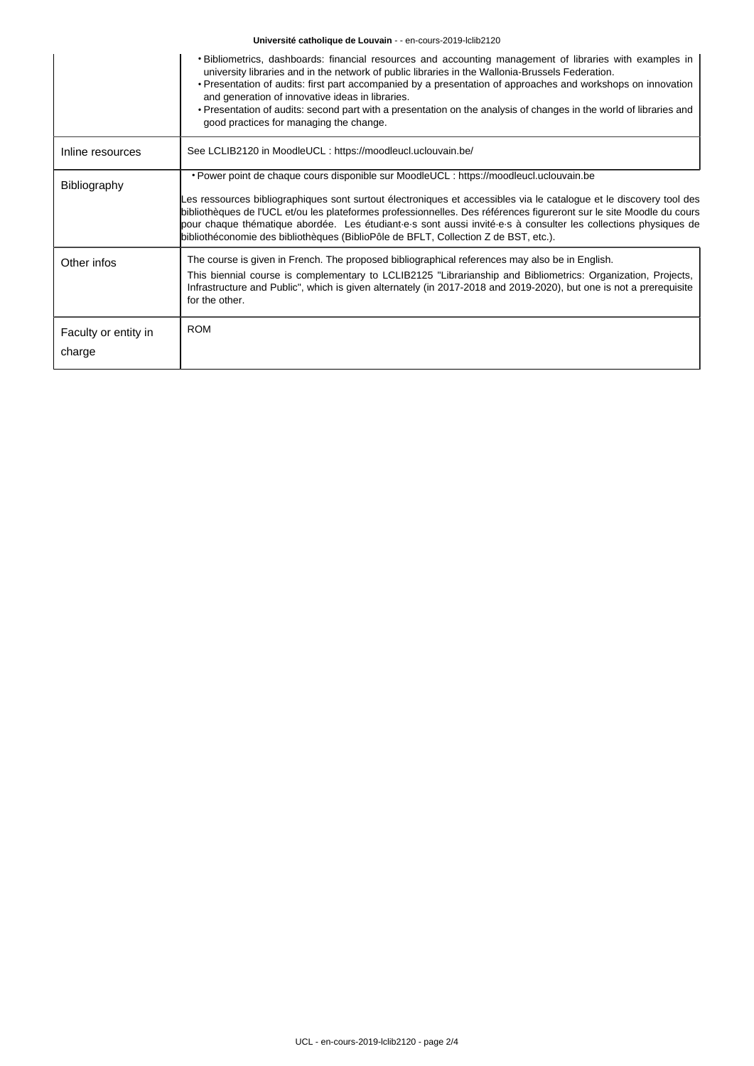|  |  |
|---|---|
|  | • Bibliometrics, dashboards: financial resources and accounting management of libraries with examples in university libraries and in the network of public libraries in the Wallonia-Brussels Federation.<br>• Presentation of audits: first part accompanied by a presentation of approaches and workshops on innovation and generation of innovative ideas in libraries.<br>• Presentation of audits: second part with a presentation on the analysis of changes in the world of libraries and good practices for managing the change. |
| Inline resources | See LCLIB2120 in MoodleUCL : https://moodleucl.uclouvain.be/ |
| Bibliography | • Power point de chaque cours disponible sur MoodleUCL : https://moodleucl.uclouvain.be<br><br>Les ressources bibliographiques sont surtout électroniques et accessibles via le catalogue et le discovery tool des bibliothèques de l'UCL et/ou les plateformes professionnelles. Des références figureront sur le site Moodle du cours pour chaque thématique abordée. Les étudiant·e·s sont aussi invité·e·s à consulter les collections physiques de bibliothéconomie des bibliothèques (BiblioPôle de BFLT, Collection Z de BST, etc.). |
| Other infos | The course is given in French. The proposed bibliographical references may also be in English.<br><br>This biennial course is complementary to LCLIB2125 "Librarianship and Bibliometrics: Organization, Projects, Infrastructure and Public", which is given alternately (in 2017-2018 and 2019-2020), but one is not a prerequisite for the other. |
| Faculty or entity in charge | ROM |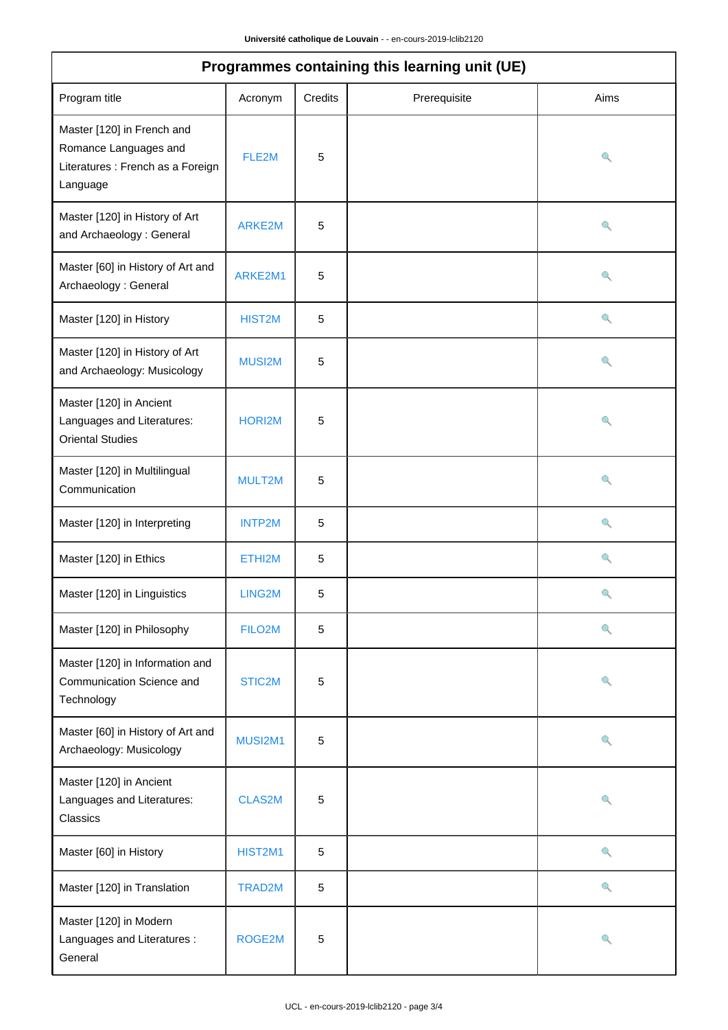## Programmes containing this learning unit (UE)

| Program title | Acronym | Credits | Prerequisite | Aims |
|---|---|---|---|---|
| Master [120] in French and Romance Languages and Literatures : French as a Foreign Language | FLE2M | 5 | | 🔍 |
| Master [120] in History of Art and Archaeology : General | ARKE2M | 5 | | 🔍 |
| Master [60] in History of Art and Archaeology : General | ARKE2M1 | 5 | | 🔍 |
| Master [120] in History | HIST2M | 5 | | 🔍 |
| Master [120] in History of Art and Archaeology: Musicology | MUSI2M | 5 | | 🔍 |
| Master [120] in Ancient Languages and Literatures: Oriental Studies | HORI2M | 5 | | 🔍 |
| Master [120] in Multilingual Communication | MULT2M | 5 | | 🔍 |
| Master [120] in Interpreting | INTP2M | 5 | | 🔍 |
| Master [120] in Ethics | ETHI2M | 5 | | 🔍 |
| Master [120] in Linguistics | LING2M | 5 | | 🔍 |
| Master [120] in Philosophy | FILO2M | 5 | | 🔍 |
| Master [120] in Information and Communication Science and Technology | STIC2M | 5 | | 🔍 |
| Master [60] in History of Art and Archaeology: Musicology | MUSI2M1 | 5 | | 🔍 |
| Master [120] in Ancient Languages and Literatures: Classics | CLAS2M | 5 | | 🔍 |
| Master [60] in History | HIST2M1 | 5 | | 🔍 |
| Master [120] in Translation | TRAD2M | 5 | | 🔍 |
| Master [120] in Modern Languages and Literatures : General | ROGE2M | 5 | | 🔍 |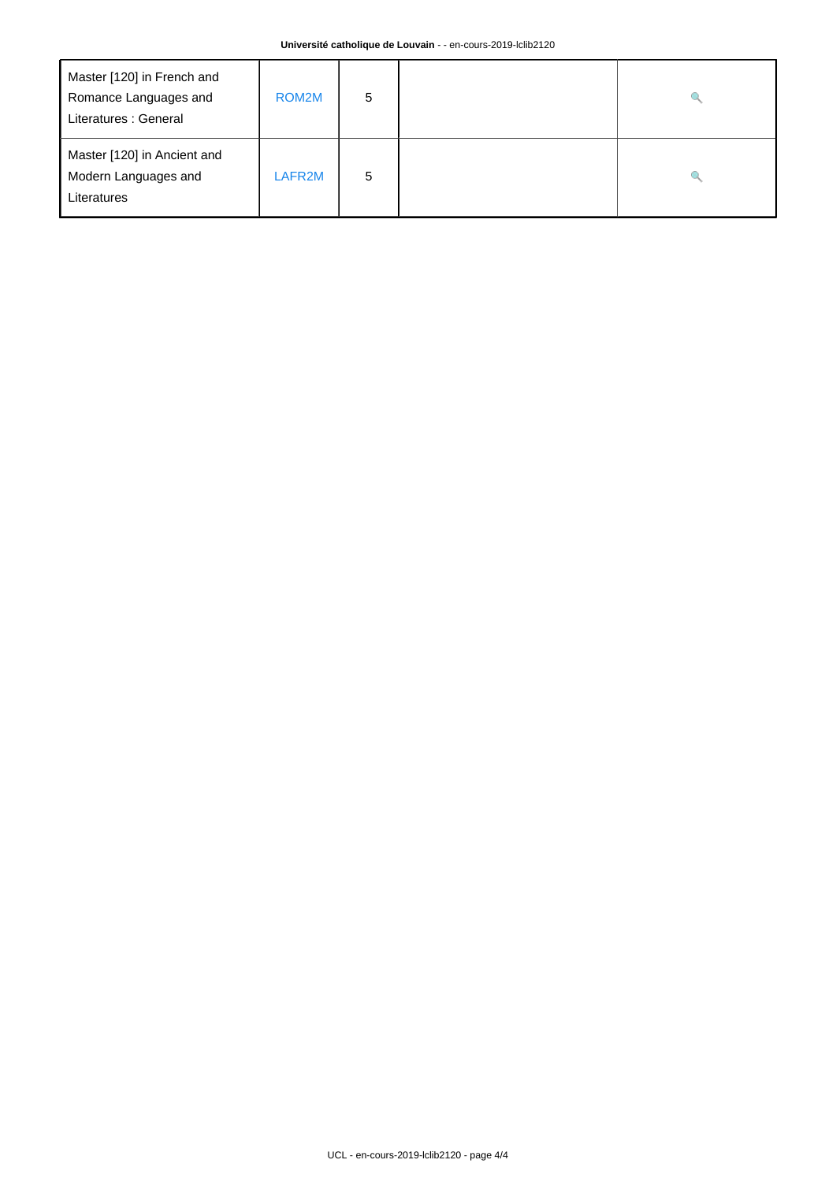| | | | | |
|---|---|---|---|---|
| Master [120] in French and Romance Languages and Literatures : General | ROM2M | 5 | | 🔍 |
| Master [120] in Ancient and Modern Languages and Literatures | LAFR2M | 5 | | 🔍 |